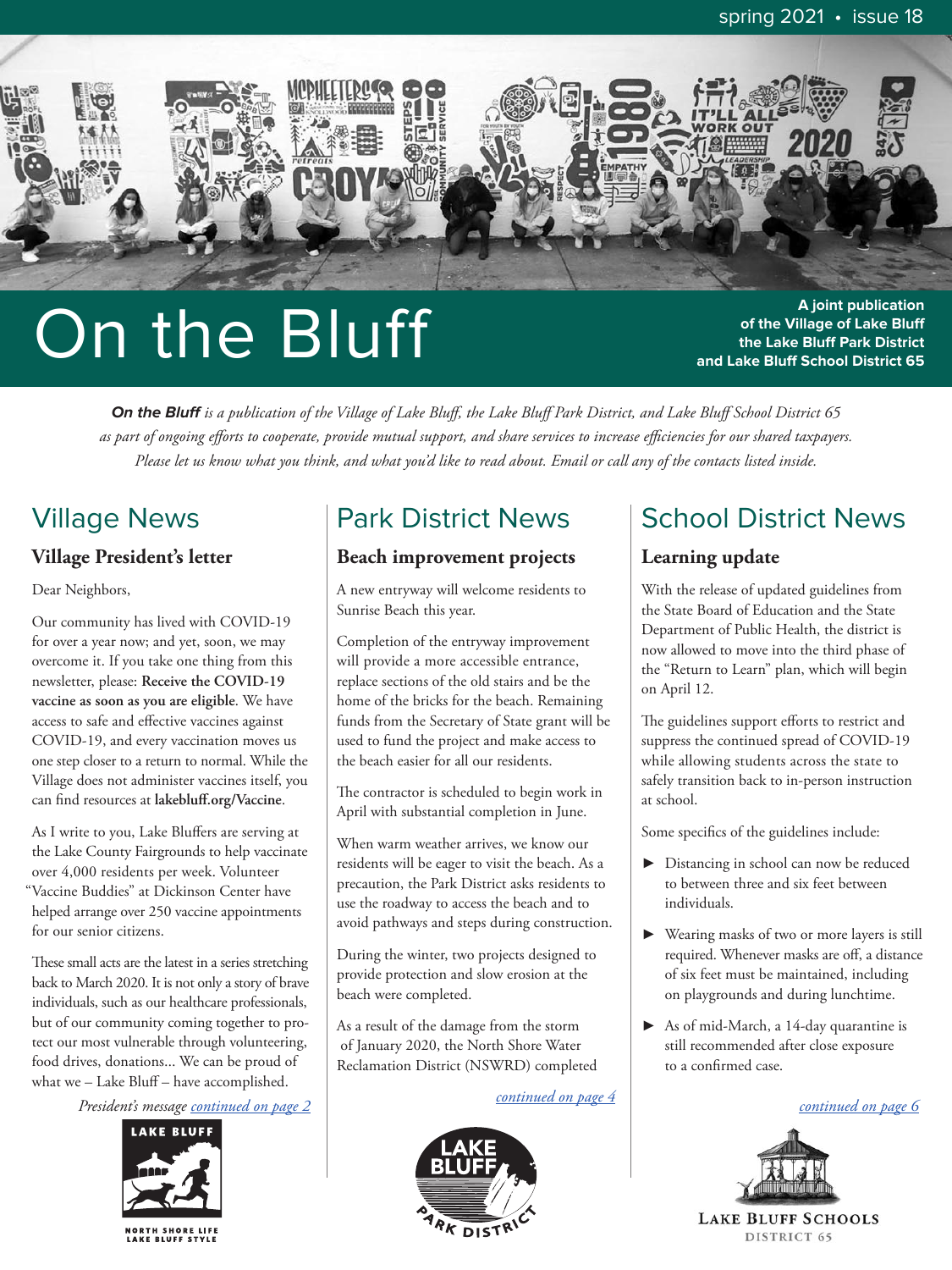spring 2021 • issue 18

# On the Bluff

**A joint publication of the Village of Lake Bluff the Lake Bluff Park District and Lake Bluff School District 65**

***On the Bluff*** *is a publication of the Village of Lake Bluff, the Lake Bluff Park District, and Lake Bluff School District 65 as part of ongoing efforts to cooperate, provide mutual support, and share services to increase efficiencies for our shared taxpayers. Please let us know what you think, and what you'd like to read about. Email or call any of the contacts listed inside.*

## Village News

### Village President's letter

Dear Neighbors,

Our community has lived with COVID-19 for over a year now; and yet, soon, we may overcome it. If you take one thing from this newsletter, please: **Receive the COVID-19 vaccine as soon as you are eligible**. We have access to safe and effective vaccines against COVID-19, and every vaccination moves us one step closer to a return to normal. While the Village does not administer vaccines itself, you can find resources at **lakebluff.org/Vaccine**.

As I write to you, Lake Bluffers are serving at the Lake County Fairgrounds to help vaccinate over 4,000 residents per week. Volunteer "Vaccine Buddies" at Dickinson Center have helped arrange over 250 vaccine appointments for our senior citizens.

These small acts are the latest in a series stretching back to March 2020. It is not only a story of brave individuals, such as our healthcare professionals, but of our community coming together to protect our most vulnerable through volunteering, food drives, donations... We can be proud of what we – Lake Bluff – have accomplished.

*President's message continued on page 2*

LAKE BLUFF
NORTH SHORE LIFE LAKE BLUFF STYLE

## Park District News

### Beach improvement projects

A new entryway will welcome residents to Sunrise Beach this year.

Completion of the entryway improvement will provide a more accessible entrance, replace sections of the old stairs and be the home of the bricks for the beach. Remaining funds from the Secretary of State grant will be used to fund the project and make access to the beach easier for all our residents.

The contractor is scheduled to begin work in April with substantial completion in June.

When warm weather arrives, we know our residents will be eager to visit the beach. As a precaution, the Park District asks residents to use the roadway to access the beach and to avoid pathways and steps during construction.

During the winter, two projects designed to provide protection and slow erosion at the beach were completed.

As a result of the damage from the storm of January 2020, the North Shore Water Reclamation District (NSWRD) completed

*continued on page 4*

LAKE BLUFF PARK DISTRICT

## School District News

### Learning update

With the release of updated guidelines from the State Board of Education and the State Department of Public Health, the district is now allowed to move into the third phase of the "Return to Learn" plan, which will begin on April 12.

The guidelines support efforts to restrict and suppress the continued spread of COVID-19 while allowing students across the state to safely transition back to in-person instruction at school.

Some specifics of the guidelines include:

- Distancing in school can now be reduced to between three and six feet between individuals.
- Wearing masks of two or more layers is still required. Whenever masks are off, a distance of six feet must be maintained, including on playgrounds and during lunchtime.
- As of mid-March, a 14-day quarantine is still recommended after close exposure to a confirmed case.

*continued on page 6*

LAKE BLUFF SCHOOLS
DISTRICT 65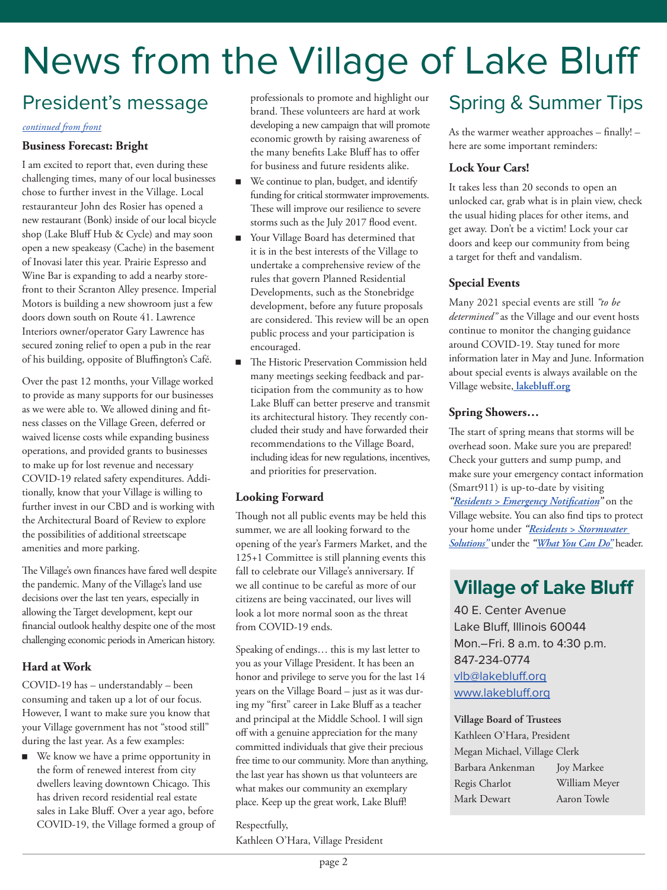# News from the Village of Lake Bluff

## President's message

*continued from front*

### Business Forecast: Bright

I am excited to report that, even during these challenging times, many of our local businesses chose to further invest in the Village. Local restauranteur John des Rosier has opened a new restaurant (Bonk) inside of our local bicycle shop (Lake Bluff Hub & Cycle) and may soon open a new speakeasy (Cache) in the basement of Inovasi later this year. Prairie Espresso and Wine Bar is expanding to add a nearby storefront to their Scranton Alley presence. Imperial Motors is building a new showroom just a few doors down south on Route 41. Lawrence Interiors owner/operator Gary Lawrence has secured zoning relief to open a pub in the rear of his building, opposite of Bluffington's Café.

Over the past 12 months, your Village worked to provide as many supports for our businesses as we were able to. We allowed dining and fitness classes on the Village Green, deferred or waived license costs while expanding business operations, and provided grants to businesses to make up for lost revenue and necessary COVID-19 related safety expenditures. Additionally, know that your Village is willing to further invest in our CBD and is working with the Architectural Board of Review to explore the possibilities of additional streetscape amenities and more parking.

The Village's own finances have fared well despite the pandemic. Many of the Village's land use decisions over the last ten years, especially in allowing the Target development, kept our financial outlook healthy despite one of the most challenging economic periods in American history.

### Hard at Work

COVID-19 has – understandably – been consuming and taken up a lot of our focus. However, I want to make sure you know that your Village government has not "stood still" during the last year. As a few examples:

- We know we have a prime opportunity in the form of renewed interest from city dwellers leaving downtown Chicago. This has driven record residential real estate sales in Lake Bluff. Over a year ago, before COVID-19, the Village formed a group of professionals to promote and highlight our brand. These volunteers are hard at work developing a new campaign that will promote economic growth by raising awareness of the many benefits Lake Bluff has to offer for business and future residents alike.
- We continue to plan, budget, and identify funding for critical stormwater improvements. These will improve our resilience to severe storms such as the July 2017 flood event.
- Your Village Board has determined that it is in the best interests of the Village to undertake a comprehensive review of the rules that govern Planned Residential Developments, such as the Stonebridge development, before any future proposals are considered. This review will be an open public process and your participation is encouraged.
- The Historic Preservation Commission held many meetings seeking feedback and participation from the community as to how Lake Bluff can better preserve and transmit its architectural history. They recently concluded their study and have forwarded their recommendations to the Village Board, including ideas for new regulations, incentives, and priorities for preservation.

### Looking Forward

Though not all public events may be held this summer, we are all looking forward to the opening of the year's Farmers Market, and the 125+1 Committee is still planning events this fall to celebrate our Village's anniversary. If we all continue to be careful as more of our citizens are being vaccinated, our lives will look a lot more normal soon as the threat from COVID-19 ends.

Speaking of endings… this is my last letter to you as your Village President. It has been an honor and privilege to serve you for the last 14 years on the Village Board – just as it was during my "first" career in Lake Bluff as a teacher and principal at the Middle School. I will sign off with a genuine appreciation for the many committed individuals that give their precious free time to our community. More than anything, the last year has shown us that volunteers are what makes our community an exemplary place. Keep up the great work, Lake Bluff!

Respectfully,
Kathleen O'Hara, Village President

## Spring & Summer Tips

As the warmer weather approaches – finally! – here are some important reminders:

### Lock Your Cars!

It takes less than 20 seconds to open an unlocked car, grab what is in plain view, check the usual hiding places for other items, and get away. Don't be a victim! Lock your car doors and keep our community from being a target for theft and vandalism.

### Special Events

Many 2021 special events are still *"to be determined"* as the Village and our event hosts continue to monitor the changing guidance around COVID-19. Stay tuned for more information later in May and June. Information about special events is always available on the Village website, **lakebluff.org**

### Spring Showers…

The start of spring means that storms will be overhead soon. Make sure you are prepared! Check your gutters and sump pump, and make sure your emergency contact information (Smart911) is up-to-date by visiting ***"Residents > Emergency Notification"*** on the Village website. You can also find tips to protect your home under ***"Residents > Stormwater Solutions"*** under the ***"What You Can Do"*** header.

## Village of Lake Bluff

40 E. Center Avenue
Lake Bluff, Illinois 60044
Mon.–Fri. 8 a.m. to 4:30 p.m.
847-234-0774
vlb@lakebluff.org
www.lakebluff.org

**Village Board of Trustees**

Kathleen O'Hara, President
Megan Michael, Village Clerk
Barbara Ankenman
Regis Charlot
Mark Dewart
Joy Markee
William Meyer
Aaron Towle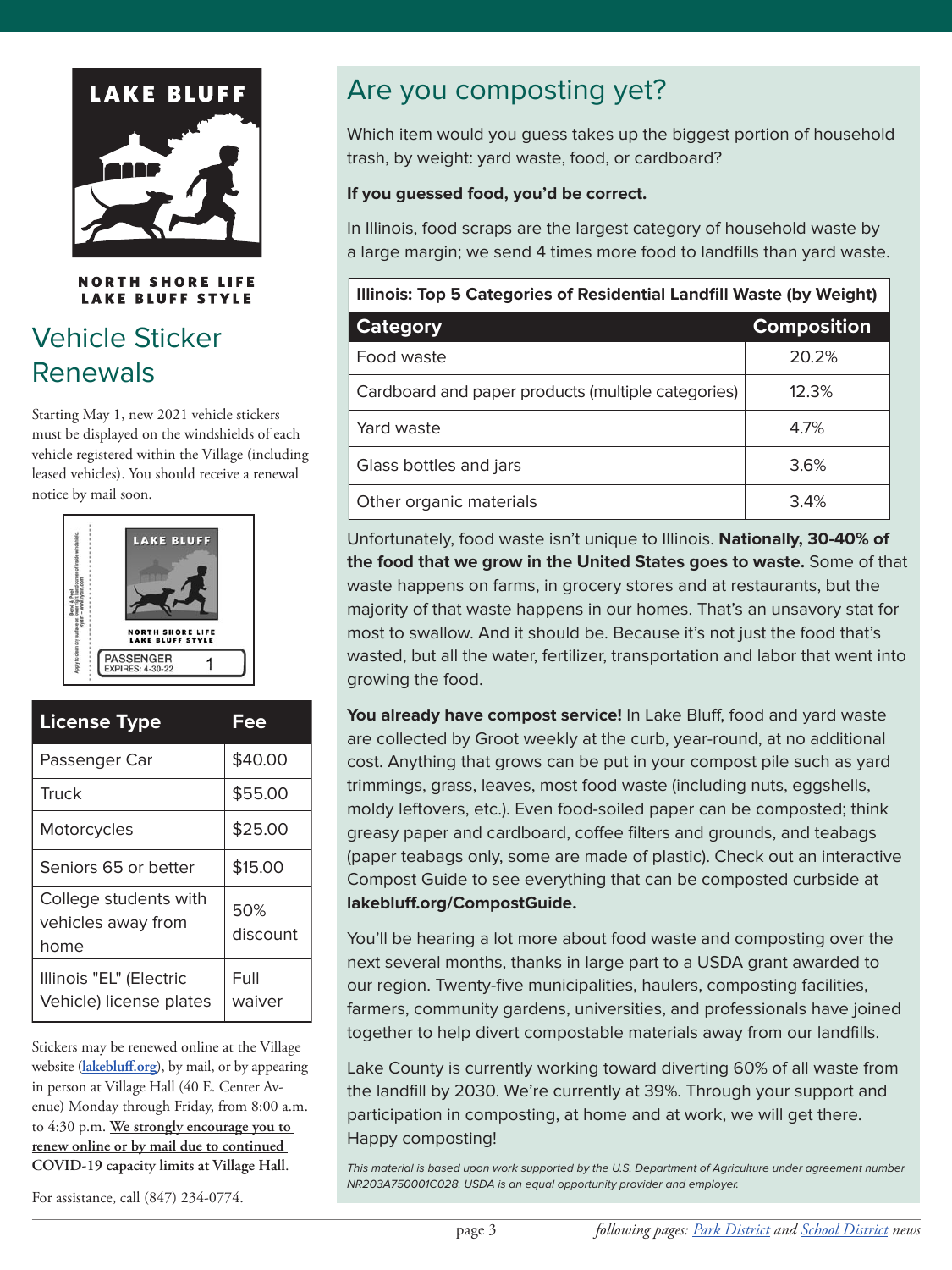LAKE BLUFF

NORTH SHORE LIFE
LAKE BLUFF STYLE

## Vehicle Sticker Renewals

Starting May 1, new 2021 vehicle stickers must be displayed on the windshields of each vehicle registered within the Village (including leased vehicles). You should receive a renewal notice by mail soon.

| License Type | Fee |
|---|---|
| Passenger Car | $40.00 |
| Truck | $55.00 |
| Motorcycles | $25.00 |
| Seniors 65 or better | $15.00 |
| College students with vehicles away from home | 50% discount |
| Illinois "EL" (Electric Vehicle) license plates | Full waiver |

Stickers may be renewed online at the Village website (**lakebluff.org**), by mail, or by appearing in person at Village Hall (40 E. Center Avenue) Monday through Friday, from 8:00 a.m. to 4:30 p.m. **We strongly encourage you to renew online or by mail due to continued COVID-19 capacity limits at Village Hall**.

For assistance, call (847) 234-0774.

## Are you composting yet?

Which item would you guess takes up the biggest portion of household trash, by weight: yard waste, food, or cardboard?

**If you guessed food, you'd be correct.**

In Illinois, food scraps are the largest category of household waste by a large margin; we send 4 times more food to landfills than yard waste.

**Illinois: Top 5 Categories of Residential Landfill Waste (by Weight)**

| Category | Composition |
|---|---|
| Food waste | 20.2% |
| Cardboard and paper products (multiple categories) | 12.3% |
| Yard waste | 4.7% |
| Glass bottles and jars | 3.6% |
| Other organic materials | 3.4% |

Unfortunately, food waste isn't unique to Illinois. **Nationally, 30-40% of the food that we grow in the United States goes to waste.** Some of that waste happens on farms, in grocery stores and at restaurants, but the majority of that waste happens in our homes. That's an unsavory stat for most to swallow. And it should be. Because it's not just the food that's wasted, but all the water, fertilizer, transportation and labor that went into growing the food.

**You already have compost service!** In Lake Bluff, food and yard waste are collected by Groot weekly at the curb, year-round, at no additional cost. Anything that grows can be put in your compost pile such as yard trimmings, grass, leaves, most food waste (including nuts, eggshells, moldy leftovers, etc.). Even food-soiled paper can be composted; think greasy paper and cardboard, coffee filters and grounds, and teabags (paper teabags only, some are made of plastic). Check out an interactive Compost Guide to see everything that can be composted curbside at **lakebluff.org/CompostGuide.**

You'll be hearing a lot more about food waste and composting over the next several months, thanks in large part to a USDA grant awarded to our region. Twenty-five municipalities, haulers, composting facilities, farmers, community gardens, universities, and professionals have joined together to help divert compostable materials away from our landfills.

Lake County is currently working toward diverting 60% of all waste from the landfill by 2030. We're currently at 39%. Through your support and participation in composting, at home and at work, we will get there. Happy composting!

*This material is based upon work supported by the U.S. Department of Agriculture under agreement number NR203A750001C028. USDA is an equal opportunity provider and employer.*

*following pages: Park District and School District news*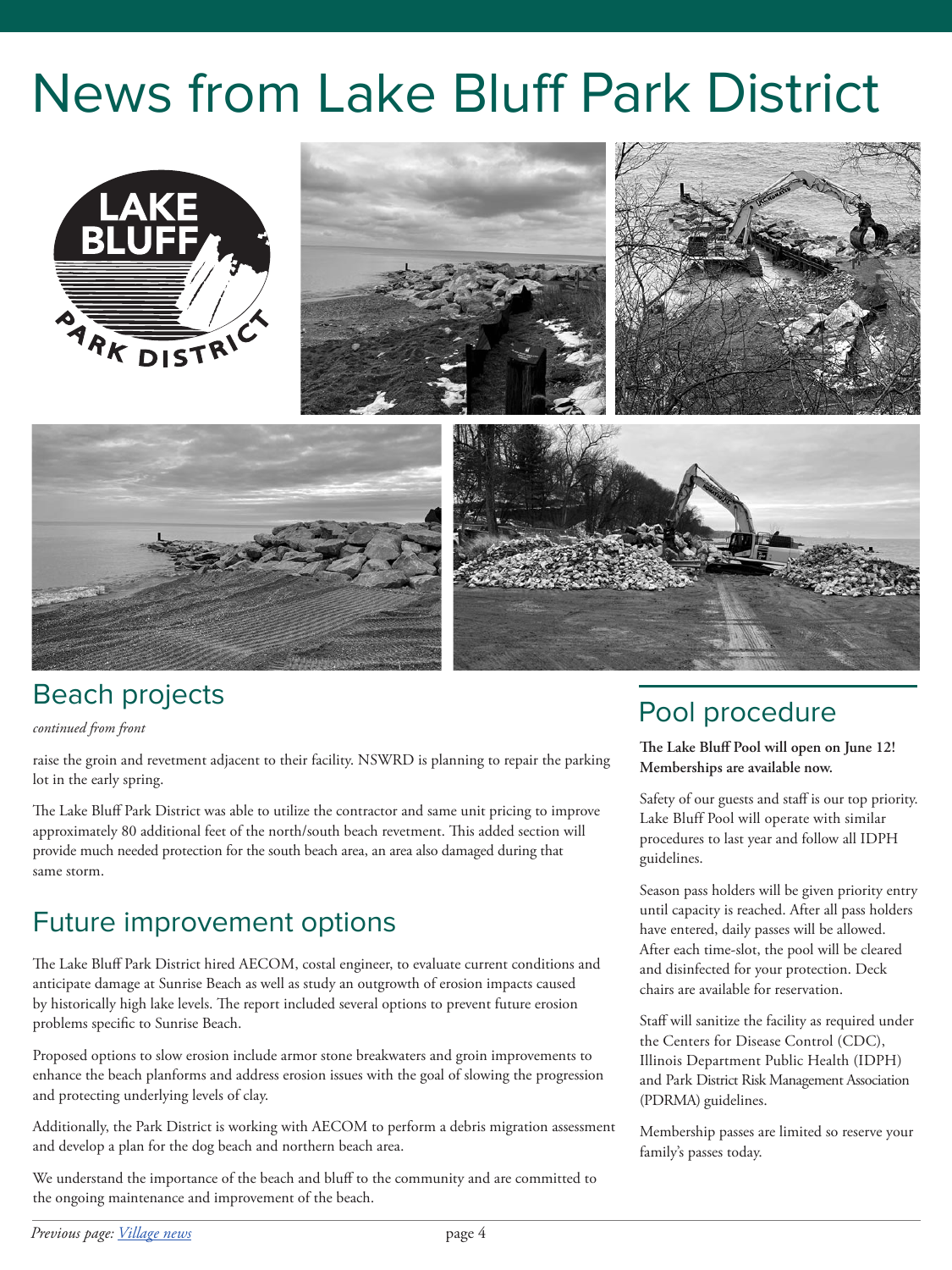# News from Lake Bluff Park District

## Beach projects

*continued from front*

raise the groin and revetment adjacent to their facility. NSWRD is planning to repair the parking lot in the early spring.

The Lake Bluff Park District was able to utilize the contractor and same unit pricing to improve approximately 80 additional feet of the north/south beach revetment. This added section will provide much needed protection for the south beach area, an area also damaged during that same storm.

## Future improvement options

The Lake Bluff Park District hired AECOM, costal engineer, to evaluate current conditions and anticipate damage at Sunrise Beach as well as study an outgrowth of erosion impacts caused by historically high lake levels. The report included several options to prevent future erosion problems specific to Sunrise Beach.

Proposed options to slow erosion include armor stone breakwaters and groin improvements to enhance the beach planforms and address erosion issues with the goal of slowing the progression and protecting underlying levels of clay.

Additionally, the Park District is working with AECOM to perform a debris migration assessment and develop a plan for the dog beach and northern beach area.

We understand the importance of the beach and bluff to the community and are committed to the ongoing maintenance and improvement of the beach.

## Pool procedure

**The Lake Bluff Pool will open on June 12! Memberships are available now.**

Safety of our guests and staff is our top priority. Lake Bluff Pool will operate with similar procedures to last year and follow all IDPH guidelines.

Season pass holders will be given priority entry until capacity is reached. After all pass holders have entered, daily passes will be allowed. After each time-slot, the pool will be cleared and disinfected for your protection. Deck chairs are available for reservation.

Staff will sanitize the facility as required under the Centers for Disease Control (CDC), Illinois Department Public Health (IDPH) and Park District Risk Management Association (PDRMA) guidelines.

Membership passes are limited so reserve your family's passes today.

*Previous page: Village news*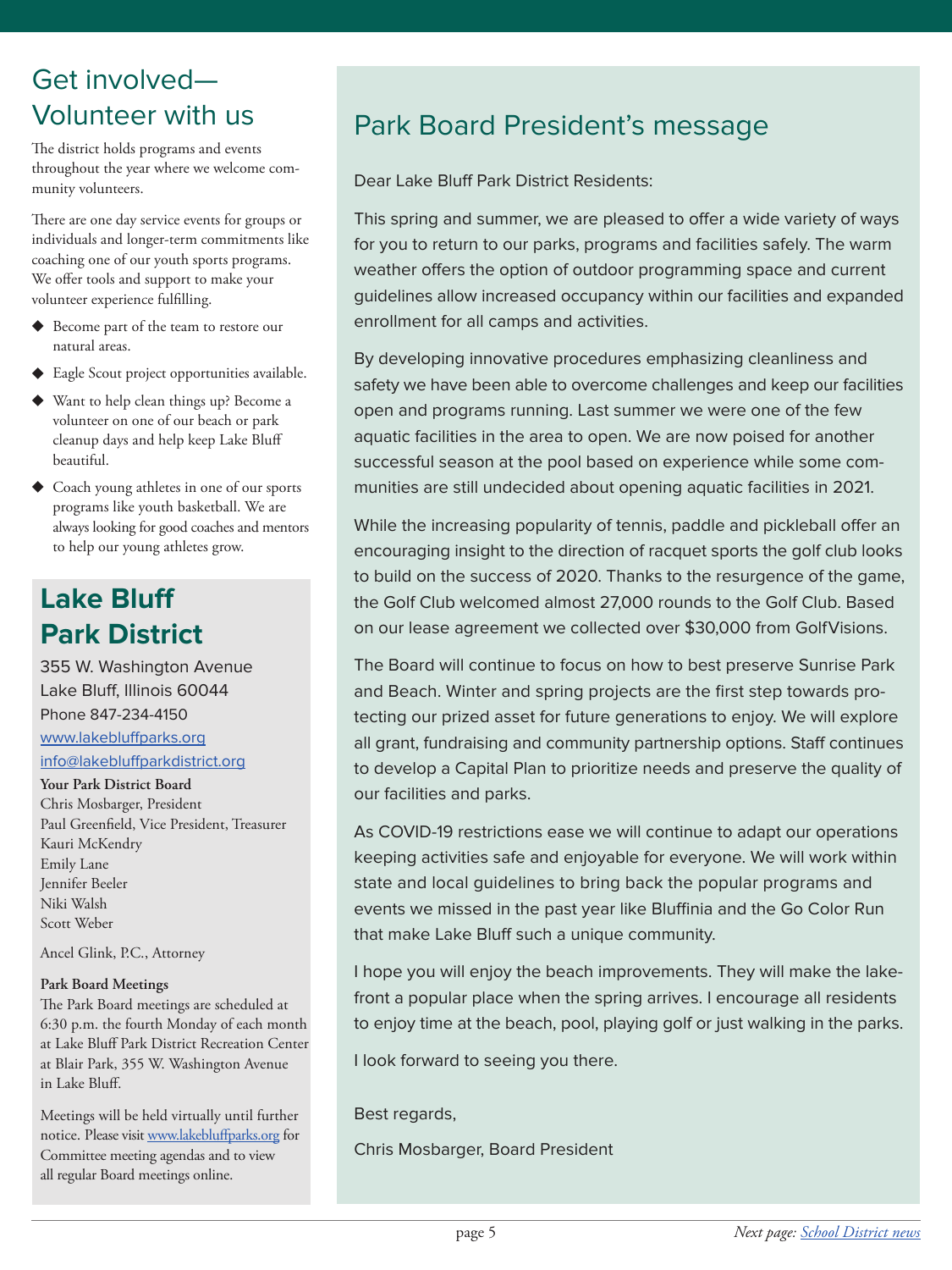## Get involved—Volunteer with us

The district holds programs and events throughout the year where we welcome community volunteers.

There are one day service events for groups or individuals and longer-term commitments like coaching one of our youth sports programs. We offer tools and support to make your volunteer experience fulfilling.

- Become part of the team to restore our natural areas.
- Eagle Scout project opportunities available.
- Want to help clean things up? Become a volunteer on one of our beach or park cleanup days and help keep Lake Bluff beautiful.
- Coach young athletes in one of our sports programs like youth basketball. We are always looking for good coaches and mentors to help our young athletes grow.

## Lake Bluff Park District

355 W. Washington Avenue
Lake Bluff, Illinois 60044
Phone 847-234-4150
www.lakebluffparks.org
info@lakebluffparkdistrict.org

**Your Park District Board**
Chris Mosbarger, President
Paul Greenfield, Vice President, Treasurer
Kauri McKendry
Emily Lane
Jennifer Beeler
Niki Walsh
Scott Weber

Ancel Glink, P.C., Attorney

**Park Board Meetings**
The Park Board meetings are scheduled at 6:30 p.m. the fourth Monday of each month at Lake Bluff Park District Recreation Center at Blair Park, 355 W. Washington Avenue in Lake Bluff.

Meetings will be held virtually until further notice. Please visit www.lakebluffparks.org for Committee meeting agendas and to view all regular Board meetings online.

## Park Board President's message

Dear Lake Bluff Park District Residents:

This spring and summer, we are pleased to offer a wide variety of ways for you to return to our parks, programs and facilities safely. The warm weather offers the option of outdoor programming space and current guidelines allow increased occupancy within our facilities and expanded enrollment for all camps and activities.

By developing innovative procedures emphasizing cleanliness and safety we have been able to overcome challenges and keep our facilities open and programs running. Last summer we were one of the few aquatic facilities in the area to open. We are now poised for another successful season at the pool based on experience while some communities are still undecided about opening aquatic facilities in 2021.

While the increasing popularity of tennis, paddle and pickleball offer an encouraging insight to the direction of racquet sports the golf club looks to build on the success of 2020. Thanks to the resurgence of the game, the Golf Club welcomed almost 27,000 rounds to the Golf Club. Based on our lease agreement we collected over $30,000 from GolfVisions.

The Board will continue to focus on how to best preserve Sunrise Park and Beach. Winter and spring projects are the first step towards protecting our prized asset for future generations to enjoy. We will explore all grant, fundraising and community partnership options. Staff continues to develop a Capital Plan to prioritize needs and preserve the quality of our facilities and parks.

As COVID-19 restrictions ease we will continue to adapt our operations keeping activities safe and enjoyable for everyone. We will work within state and local guidelines to bring back the popular programs and events we missed in the past year like Bluffinia and the Go Color Run that make Lake Bluff such a unique community.

I hope you will enjoy the beach improvements. They will make the lakefront a popular place when the spring arrives. I encourage all residents to enjoy time at the beach, pool, playing golf or just walking in the parks.

I look forward to seeing you there.

Best regards,

Chris Mosbarger, Board President

*Next page: School District news*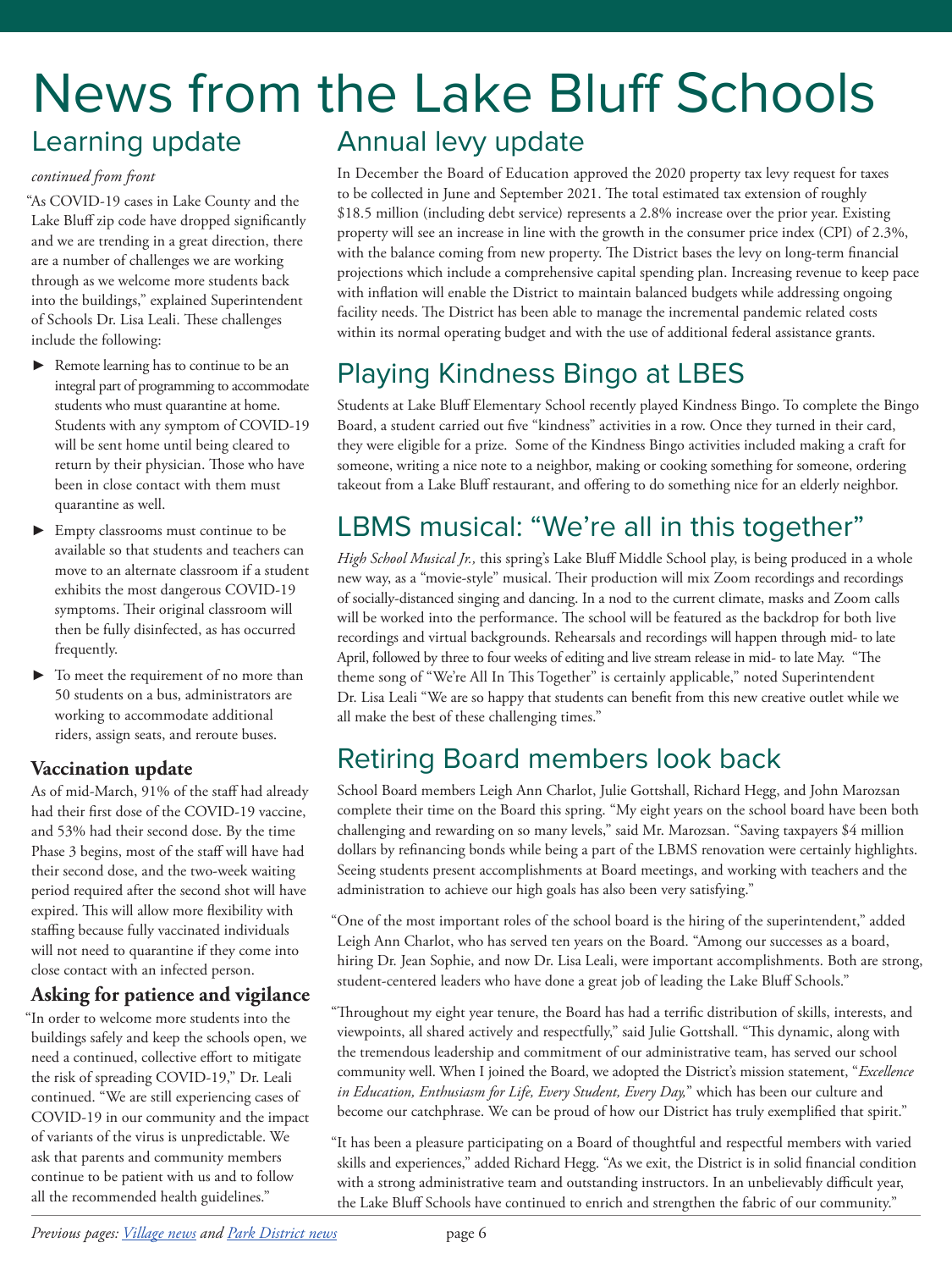# News from the Lake Bluff Schools

## Learning update

*continued from front*

"As COVID-19 cases in Lake County and the Lake Bluff zip code have dropped significantly and we are trending in a great direction, there are a number of challenges we are working through as we welcome more students back into the buildings," explained Superintendent of Schools Dr. Lisa Leali. These challenges include the following:

- Remote learning has to continue to be an integral part of programming to accommodate students who must quarantine at home. Students with any symptom of COVID-19 will be sent home until being cleared to return by their physician. Those who have been in close contact with them must quarantine as well.
- Empty classrooms must continue to be available so that students and teachers can move to an alternate classroom if a student exhibits the most dangerous COVID-19 symptoms. Their original classroom will then be fully disinfected, as has occurred frequently.
- To meet the requirement of no more than 50 students on a bus, administrators are working to accommodate additional riders, assign seats, and reroute buses.

### Vaccination update

As of mid-March, 91% of the staff had already had their first dose of the COVID-19 vaccine, and 53% had their second dose. By the time Phase 3 begins, most of the staff will have had their second dose, and the two-week waiting period required after the second shot will have expired. This will allow more flexibility with staffing because fully vaccinated individuals will not need to quarantine if they come into close contact with an infected person.

### Asking for patience and vigilance

"In order to welcome more students into the buildings safely and keep the schools open, we need a continued, collective effort to mitigate the risk of spreading COVID-19," Dr. Leali continued. "We are still experiencing cases of COVID-19 in our community and the impact of variants of the virus is unpredictable. We ask that parents and community members continue to be patient with us and to follow all the recommended health guidelines."

## Annual levy update

In December the Board of Education approved the 2020 property tax levy request for taxes to be collected in June and September 2021. The total estimated tax extension of roughly $18.5 million (including debt service) represents a 2.8% increase over the prior year. Existing property will see an increase in line with the growth in the consumer price index (CPI) of 2.3%, with the balance coming from new property. The District bases the levy on long-term financial projections which include a comprehensive capital spending plan. Increasing revenue to keep pace with inflation will enable the District to maintain balanced budgets while addressing ongoing facility needs. The District has been able to manage the incremental pandemic related costs within its normal operating budget and with the use of additional federal assistance grants.

## Playing Kindness Bingo at LBES

Students at Lake Bluff Elementary School recently played Kindness Bingo. To complete the Bingo Board, a student carried out five "kindness" activities in a row. Once they turned in their card, they were eligible for a prize. Some of the Kindness Bingo activities included making a craft for someone, writing a nice note to a neighbor, making or cooking something for someone, ordering takeout from a Lake Bluff restaurant, and offering to do something nice for an elderly neighbor.

## LBMS musical: "We're all in this together"

*High School Musical Jr.,* this spring's Lake Bluff Middle School play, is being produced in a whole new way, as a "movie-style" musical. Their production will mix Zoom recordings and recordings of socially-distanced singing and dancing. In a nod to the current climate, masks and Zoom calls will be worked into the performance. The school will be featured as the backdrop for both live recordings and virtual backgrounds. Rehearsals and recordings will happen through mid- to late April, followed by three to four weeks of editing and live stream release in mid- to late May. "The theme song of "We're All In This Together" is certainly applicable," noted Superintendent Dr. Lisa Leali "We are so happy that students can benefit from this new creative outlet while we all make the best of these challenging times."

## Retiring Board members look back

School Board members Leigh Ann Charlot, Julie Gottshall, Richard Hegg, and John Marozsan complete their time on the Board this spring. "My eight years on the school board have been both challenging and rewarding on so many levels," said Mr. Marozsan. "Saving taxpayers $4 million dollars by refinancing bonds while being a part of the LBMS renovation were certainly highlights. Seeing students present accomplishments at Board meetings, and working with teachers and the administration to achieve our high goals has also been very satisfying."

"One of the most important roles of the school board is the hiring of the superintendent," added Leigh Ann Charlot, who has served ten years on the Board. "Among our successes as a board, hiring Dr. Jean Sophie, and now Dr. Lisa Leali, were important accomplishments. Both are strong, student-centered leaders who have done a great job of leading the Lake Bluff Schools."

"Throughout my eight year tenure, the Board has had a terrific distribution of skills, interests, and viewpoints, all shared actively and respectfully," said Julie Gottshall. "This dynamic, along with the tremendous leadership and commitment of our administrative team, has served our school community well. When I joined the Board, we adopted the District's mission statement, "*Excellence in Education, Enthusiasm for Life, Every Student, Every Day,*" which has been our culture and become our catchphrase. We can be proud of how our District has truly exemplified that spirit."

"It has been a pleasure participating on a Board of thoughtful and respectful members with varied skills and experiences," added Richard Hegg. "As we exit, the District is in solid financial condition with a strong administrative team and outstanding instructors. In an unbelievably difficult year, the Lake Bluff Schools have continued to enrich and strengthen the fabric of our community."

*Previous pages: [Village news]() and [Park District news]()*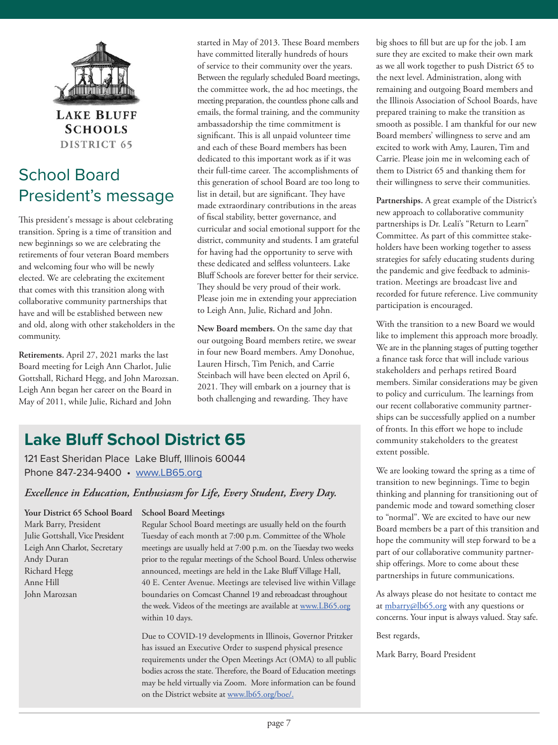LAKE BLUFF SCHOOLS
DISTRICT 65

# School Board President's message

This president's message is about celebrating transition. Spring is a time of transition and new beginnings so we are celebrating the retirements of four veteran Board members and welcoming four who will be newly elected. We are celebrating the excitement that comes with this transition along with collaborative community partnerships that have and will be established between new and old, along with other stakeholders in the community.

**Retirements.** April 27, 2021 marks the last Board meeting for Leigh Ann Charlot, Julie Gottshall, Richard Hegg, and John Marozsan. Leigh Ann began her career on the Board in May of 2011, while Julie, Richard and John started in May of 2013. These Board members have committed literally hundreds of hours of service to their community over the years. Between the regularly scheduled Board meetings, the committee work, the ad hoc meetings, the meeting preparation, the countless phone calls and emails, the formal training, and the community ambassadorship the time commitment is significant. This is all unpaid volunteer time and each of these Board members has been dedicated to this important work as if it was their full-time career. The accomplishments of this generation of school Board are too long to list in detail, but are significant. They have made extraordinary contributions in the areas of fiscal stability, better governance, and curricular and social emotional support for the district, community and students. I am grateful for having had the opportunity to serve with these dedicated and selfless volunteers. Lake Bluff Schools are forever better for their service. They should be very proud of their work. Please join me in extending your appreciation to Leigh Ann, Julie, Richard and John.

**New Board members.** On the same day that our outgoing Board members retire, we swear in four new Board members. Amy Donohue, Lauren Hirsch, Tim Penich, and Carrie Steinbach will have been elected on April 6, 2021. They will embark on a journey that is both challenging and rewarding. They have big shoes to fill but are up for the job. I am sure they are excited to make their own mark as we all work together to push District 65 to the next level. Administration, along with remaining and outgoing Board members and the Illinois Association of School Boards, have prepared training to make the transition as smooth as possible. I am thankful for our new Board members' willingness to serve and am excited to work with Amy, Lauren, Tim and Carrie. Please join me in welcoming each of them to District 65 and thanking them for their willingness to serve their communities.

**Partnerships.** A great example of the District's new approach to collaborative community partnerships is Dr. Leali's "Return to Learn" Committee. As part of this committee stakeholders have been working together to assess strategies for safely educating students during the pandemic and give feedback to administration. Meetings are broadcast live and recorded for future reference. Live community participation is encouraged.

With the transition to a new Board we would like to implement this approach more broadly. We are in the planning stages of putting together a finance task force that will include various stakeholders and perhaps retired Board members. Similar considerations may be given to policy and curriculum. The learnings from our recent collaborative community partnerships can be successfully applied on a number of fronts. In this effort we hope to include community stakeholders to the greatest extent possible.

We are looking toward the spring as a time of transition to new beginnings. Time to begin thinking and planning for transitioning out of pandemic mode and toward something closer to "normal". We are excited to have our new Board members be a part of this transition and hope the community will step forward to be a part of our collaborative community partnership offerings. More to come about these partnerships in future communications.

As always please do not hesitate to contact me at mbarry@lb65.org with any questions or concerns. Your input is always valued. Stay safe.

Best regards,

Mark Barry, Board President

## Lake Bluff School District 65

121 East Sheridan Place Lake Bluff, Illinois 60044
Phone 847-234-9400 • www.LB65.org

*Excellence in Education, Enthusiasm for Life, Every Student, Every Day.*

**Your District 65 School Board**
Mark Barry, President
Julie Gottshall, Vice President
Leigh Ann Charlot, Secretary
Andy Duran
Richard Hegg
Anne Hill
John Marozsan

**School Board Meetings**
Regular School Board meetings are usually held on the fourth Tuesday of each month at 7:00 p.m. Committee of the Whole meetings are usually held at 7:00 p.m. on the Tuesday two weeks prior to the regular meetings of the School Board. Unless otherwise announced, meetings are held in the Lake Bluff Village Hall, 40 E. Center Avenue. Meetings are televised live within Village boundaries on Comcast Channel 19 and rebroadcast throughout the week. Videos of the meetings are available at www.LB65.org within 10 days.

Due to COVID-19 developments in Illinois, Governor Pritzker has issued an Executive Order to suspend physical presence requirements under the Open Meetings Act (OMA) to all public bodies across the state. Therefore, the Board of Education meetings may be held virtually via Zoom. More information can be found on the District website at www.lb65.org/boe/.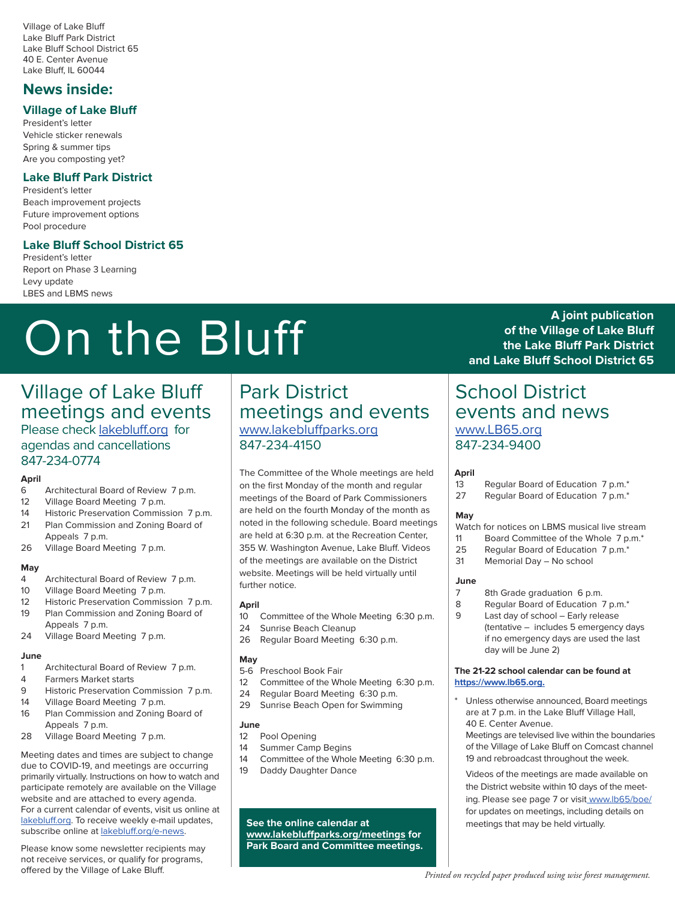Village of Lake Bluff
Lake Bluff Park District
Lake Bluff School District 65
40 E. Center Avenue
Lake Bluff, IL 60044

## News inside:

### Village of Lake Bluff

President's letter
Vehicle sticker renewals
Spring & summer tips
Are you composting yet?

### Lake Bluff Park District

President's letter
Beach improvement projects
Future improvement options
Pool procedure

### Lake Bluff School District 65

President's letter
Report on Phase 3 Learning
Levy update
LBES and LBMS news

# On the Bluff

**A joint publication of the Village of Lake Bluff the Lake Bluff Park District and Lake Bluff School District 65**

## Village of Lake Bluff meetings and events

Please check lakebluff.org for agendas and cancellations
847-234-0774

**April**

- 6 Architectural Board of Review 7 p.m.
- 12 Village Board Meeting 7 p.m.
- 14 Historic Preservation Commission 7 p.m.
- 21 Plan Commission and Zoning Board of Appeals 7 p.m.
- 26 Village Board Meeting 7 p.m.

**May**

- 4 Architectural Board of Review 7 p.m.
- 10 Village Board Meeting 7 p.m.
- 12 Historic Preservation Commission 7 p.m.
- 19 Plan Commission and Zoning Board of Appeals 7 p.m.
- 24 Village Board Meeting 7 p.m.

**June**

- 1 Architectural Board of Review 7 p.m.
- 4 Farmers Market starts
- 9 Historic Preservation Commission 7 p.m.
- 14 Village Board Meeting 7 p.m.
- 16 Plan Commission and Zoning Board of Appeals 7 p.m.
- 28 Village Board Meeting 7 p.m.

Meeting dates and times are subject to change due to COVID-19, and meetings are occurring primarily virtually. Instructions on how to watch and participate remotely are available on the Village website and are attached to every agenda. For a current calendar of events, visit us online at lakebluff.org. To receive weekly e-mail updates, subscribe online at lakebluff.org/e-news.

Please know some newsletter recipients may not receive services, or qualify for programs, offered by the Village of Lake Bluff.

## Park District meetings and events

www.lakebluffparks.org
847-234-4150

The Committee of the Whole meetings are held on the first Monday of the month and regular meetings of the Board of Park Commissioners are held on the fourth Monday of the month as noted in the following schedule. Board meetings are held at 6:30 p.m. at the Recreation Center, 355 W. Washington Avenue, Lake Bluff. Videos of the meetings are available on the District website. Meetings will be held virtually until further notice.

**April**

- 10 Committee of the Whole Meeting 6:30 p.m.
- 24 Sunrise Beach Cleanup
- 26 Regular Board Meeting 6:30 p.m.

**May**

- 5-6 Preschool Book Fair
- 12 Committee of the Whole Meeting 6:30 p.m.
- 24 Regular Board Meeting 6:30 p.m.
- 29 Sunrise Beach Open for Swimming

**June**

- 12 Pool Opening
- 14 Summer Camp Begins
- 14 Committee of the Whole Meeting 6:30 p.m.
- 19 Daddy Daughter Dance

**See the online calendar at www.lakebluffparks.org/meetings for Park Board and Committee meetings.**

## School District events and news

www.LB65.org
847-234-9400

**April**

- 13 Regular Board of Education 7 p.m.*
- 27 Regular Board of Education 7 p.m.*

**May**

Watch for notices on LBMS musical live stream

- 11 Board Committee of the Whole 7 p.m.*
- 25 Regular Board of Education 7 p.m.*
- 31 Memorial Day – No school

**June**

- 7 8th Grade graduation 6 p.m.
- 8 Regular Board of Education 7 p.m.*
- 9 Last day of school – Early release (tentative – includes 5 emergency days if no emergency days are used the last day will be June 2)

**The 21-22 school calendar can be found at https://www.lb65.org.**

\* Unless otherwise announced, Board meetings are at 7 p.m. in the Lake Bluff Village Hall, 40 E. Center Avenue. Meetings are televised live within the boundaries of the Village of Lake Bluff on Comcast channel 19 and rebroadcast throughout the week.

Videos of the meetings are made available on the District website within 10 days of the meeting. Please see page 7 or visit www.lb65/boe/ for updates on meetings, including details on meetings that may be held virtually.

*Printed on recycled paper produced using wise forest management.*